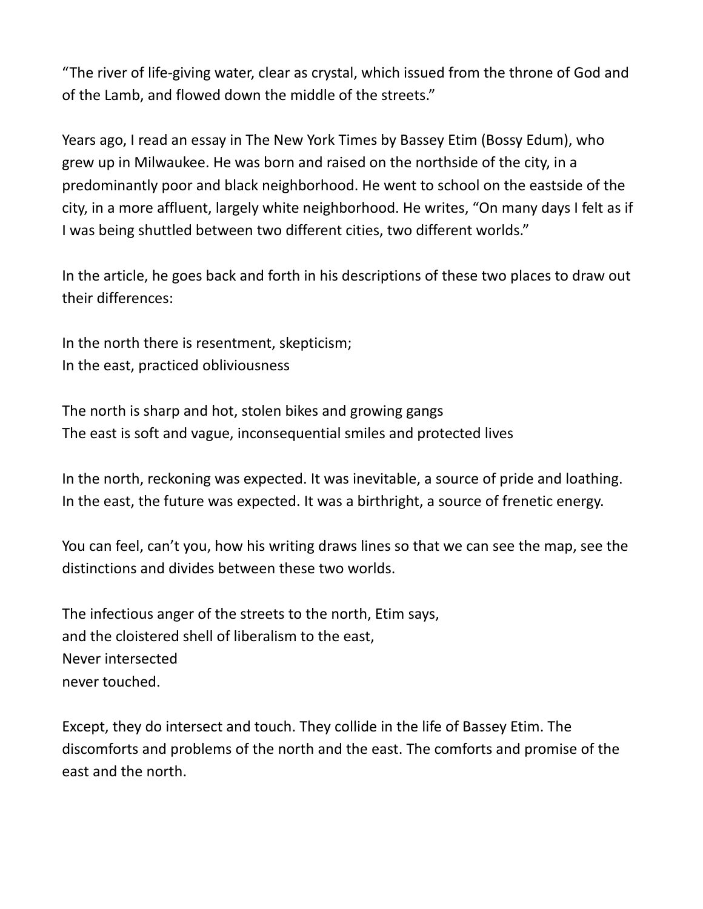"The river of life-giving water, clear as crystal, which issued from the throne of God and of the Lamb, and flowed down the middle of the streets."

Years ago, I read an essay in The New York Times by Bassey Etim (Bossy Edum), who grew up in Milwaukee. He was born and raised on the northside of the city, in a predominantly poor and black neighborhood. He went to school on the eastside of the city, in a more affluent, largely white neighborhood. He writes, "On many days I felt as if I was being shuttled between two different cities, two different worlds."

In the article, he goes back and forth in his descriptions of these two places to draw out their differences:

In the north there is resentment, skepticism;
In the east, practiced obliviousness

The north is sharp and hot, stolen bikes and growing gangs
The east is soft and vague, inconsequential smiles and protected lives

In the north, reckoning was expected. It was inevitable, a source of pride and loathing.
In the east, the future was expected. It was a birthright, a source of frenetic energy.

You can feel, can't you, how his writing draws lines so that we can see the map, see the distinctions and divides between these two worlds.

The infectious anger of the streets to the north, Etim says,
and the cloistered shell of liberalism to the east,
Never intersected
never touched.

Except, they do intersect and touch. They collide in the life of Bassey Etim. The discomforts and problems of the north and the east. The comforts and promise of the east and the north.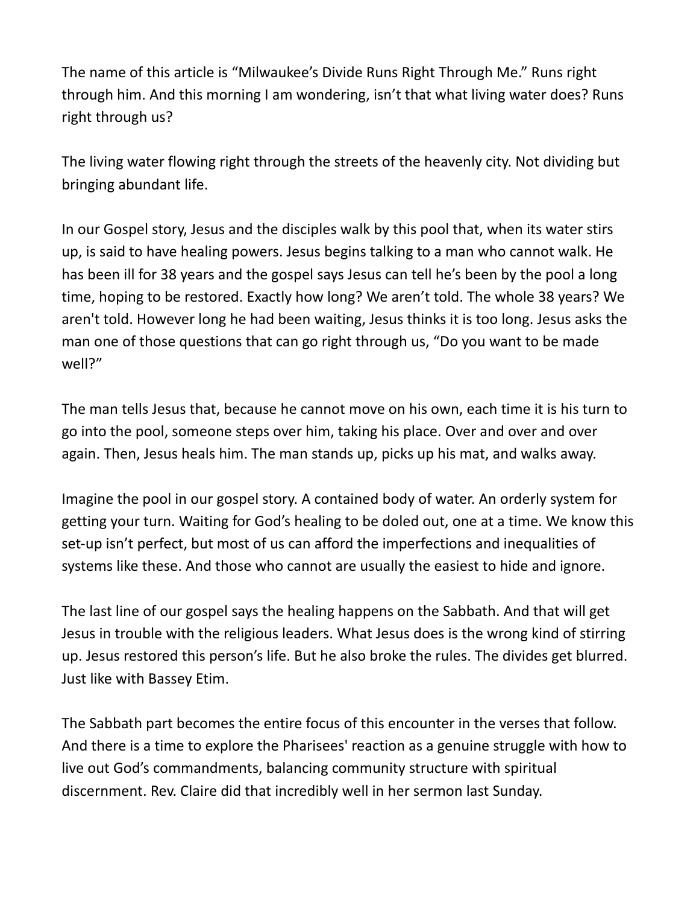The name of this article is “Milwaukee’s Divide Runs Right Through Me.” Runs right through him. And this morning I am wondering, isn’t that what living water does? Runs right through us?

The living water flowing right through the streets of the heavenly city. Not dividing but bringing abundant life.

In our Gospel story, Jesus and the disciples walk by this pool that, when its water stirs up, is said to have healing powers. Jesus begins talking to a man who cannot walk. He has been ill for 38 years and the gospel says Jesus can tell he’s been by the pool a long time, hoping to be restored. Exactly how long? We aren’t told. The whole 38 years? We aren't told. However long he had been waiting, Jesus thinks it is too long. Jesus asks the man one of those questions that can go right through us, “Do you want to be made well?”

The man tells Jesus that, because he cannot move on his own, each time it is his turn to go into the pool, someone steps over him, taking his place. Over and over and over again. Then, Jesus heals him. The man stands up, picks up his mat, and walks away.

Imagine the pool in our gospel story. A contained body of water. An orderly system for getting your turn. Waiting for God’s healing to be doled out, one at a time. We know this set-up isn’t perfect, but most of us can afford the imperfections and inequalities of systems like these. And those who cannot are usually the easiest to hide and ignore.

The last line of our gospel says the healing happens on the Sabbath. And that will get Jesus in trouble with the religious leaders. What Jesus does is the wrong kind of stirring up. Jesus restored this person’s life. But he also broke the rules. The divides get blurred. Just like with Bassey Etim.

The Sabbath part becomes the entire focus of this encounter in the verses that follow. And there is a time to explore the Pharisees' reaction as a genuine struggle with how to live out God’s commandments, balancing community structure with spiritual discernment. Rev. Claire did that incredibly well in her sermon last Sunday.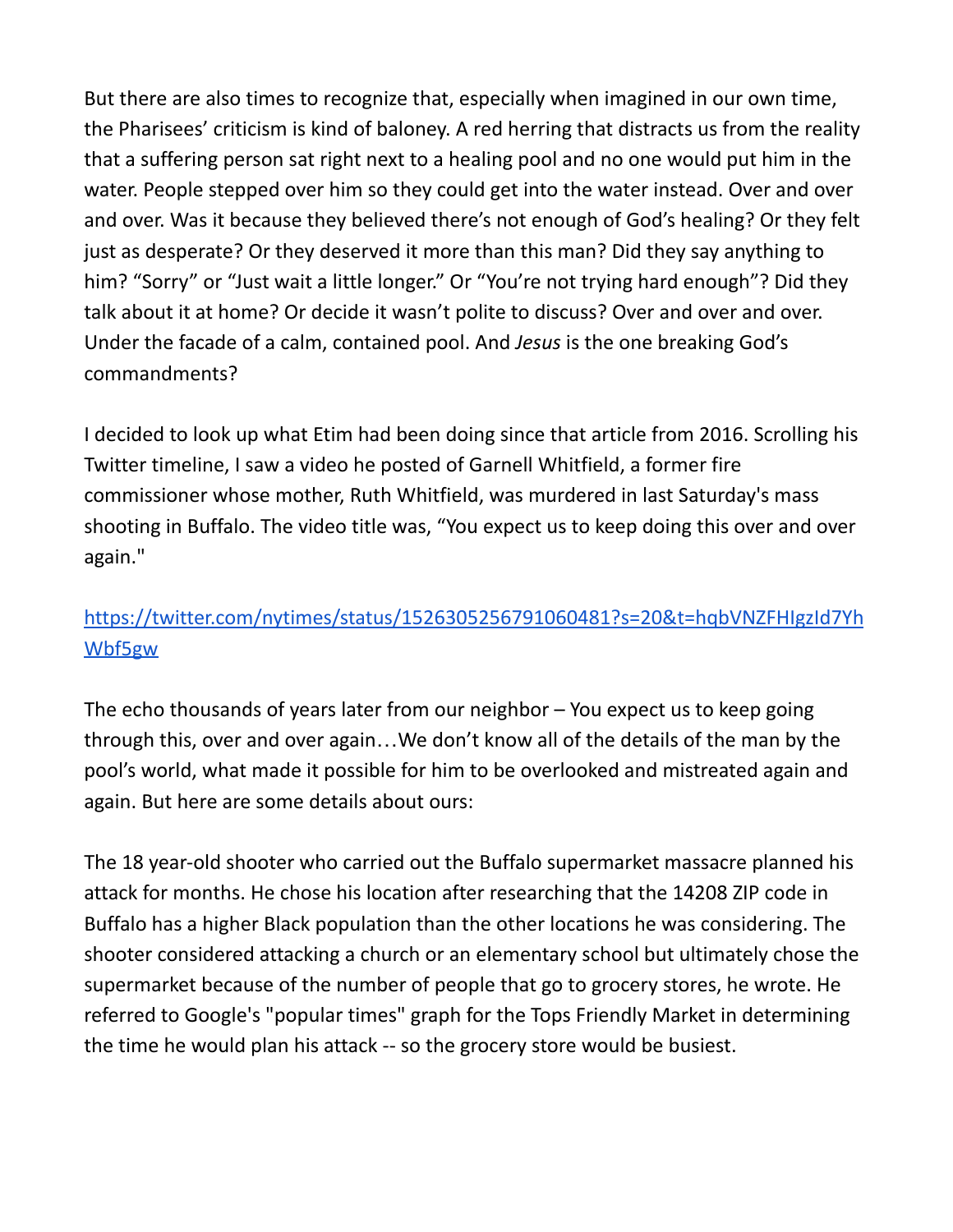But there are also times to recognize that, especially when imagined in our own time, the Pharisees' criticism is kind of baloney. A red herring that distracts us from the reality that a suffering person sat right next to a healing pool and no one would put him in the water. People stepped over him so they could get into the water instead. Over and over and over. Was it because they believed there's not enough of God's healing? Or they felt just as desperate? Or they deserved it more than this man? Did they say anything to him? "Sorry" or "Just wait a little longer." Or "You're not trying hard enough"? Did they talk about it at home? Or decide it wasn't polite to discuss? Over and over and over. Under the facade of a calm, contained pool. And *Jesus* is the one breaking God's commandments?

I decided to look up what Etim had been doing since that article from 2016. Scrolling his Twitter timeline, I saw a video he posted of Garnell Whitfield, a former fire commissioner whose mother, Ruth Whitfield, was murdered in last Saturday's mass shooting in Buffalo. The video title was, "You expect us to keep doing this over and over again."

[https://twitter.com/nytimes/status/1526305256791060481?s=20&t=hqbVNZFHIgzId7YhWbf5gw](https://twitter.com/nytimes/status/1526305256791060481?s=20&t=hqbVNZFHIgzId7YhWbf5gw)

The echo thousands of years later from our neighbor – You expect us to keep going through this, over and over again…We don't know all of the details of the man by the pool's world, what made it possible for him to be overlooked and mistreated again and again. But here are some details about ours:

The 18 year-old shooter who carried out the Buffalo supermarket massacre planned his attack for months. He chose his location after researching that the 14208 ZIP code in Buffalo has a higher Black population than the other locations he was considering. The shooter considered attacking a church or an elementary school but ultimately chose the supermarket because of the number of people that go to grocery stores, he wrote. He referred to Google's "popular times" graph for the Tops Friendly Market in determining the time he would plan his attack -- so the grocery store would be busiest.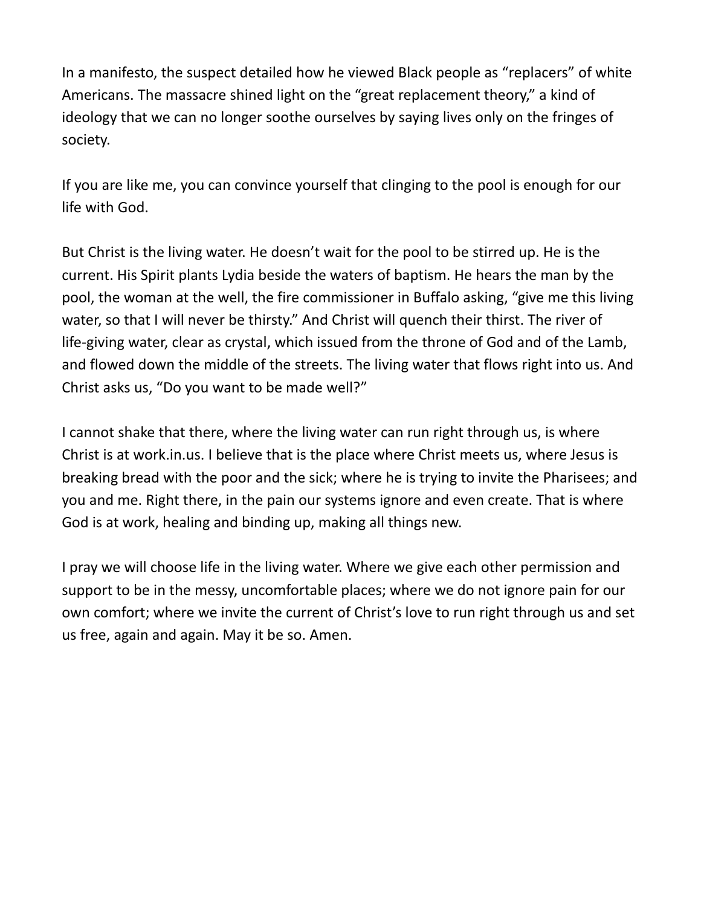In a manifesto, the suspect detailed how he viewed Black people as “replacers” of white Americans. The massacre shined light on the “great replacement theory,” a kind of ideology that we can no longer soothe ourselves by saying lives only on the fringes of society.

If you are like me, you can convince yourself that clinging to the pool is enough for our life with God.

But Christ is the living water. He doesn’t wait for the pool to be stirred up. He is the current. His Spirit plants Lydia beside the waters of baptism. He hears the man by the pool, the woman at the well, the fire commissioner in Buffalo asking, “give me this living water, so that I will never be thirsty.” And Christ will quench their thirst. The river of life-giving water, clear as crystal, which issued from the throne of God and of the Lamb, and flowed down the middle of the streets. The living water that flows right into us. And Christ asks us, “Do you want to be made well?”

I cannot shake that there, where the living water can run right through us, is where Christ is at work.in.us. I believe that is the place where Christ meets us, where Jesus is breaking bread with the poor and the sick; where he is trying to invite the Pharisees; and you and me. Right there, in the pain our systems ignore and even create. That is where God is at work, healing and binding up, making all things new.

I pray we will choose life in the living water. Where we give each other permission and support to be in the messy, uncomfortable places; where we do not ignore pain for our own comfort; where we invite the current of Christ’s love to run right through us and set us free, again and again. May it be so. Amen.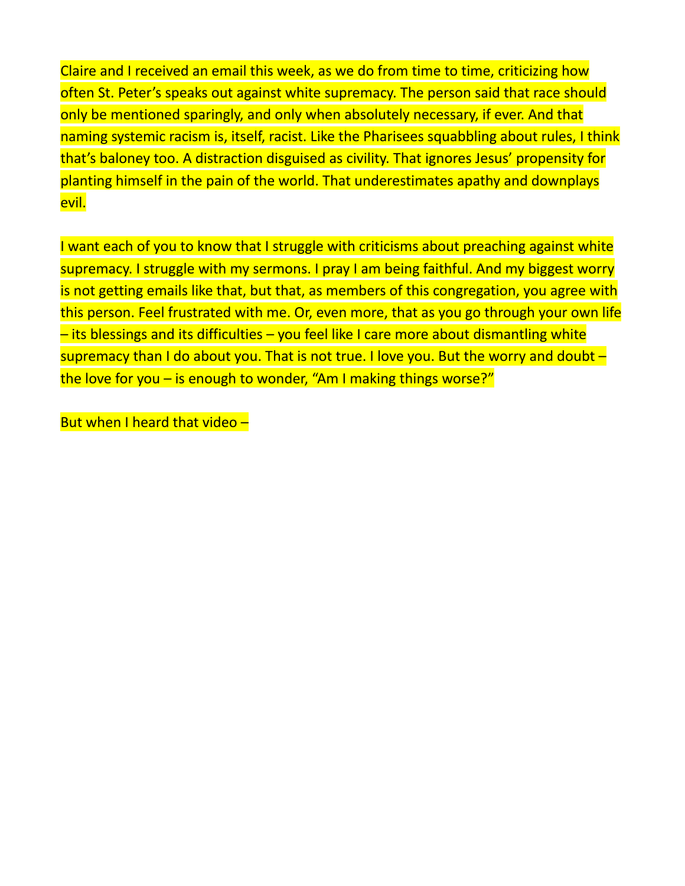Claire and I received an email this week, as we do from time to time, criticizing how often St. Peter's speaks out against white supremacy. The person said that race should only be mentioned sparingly, and only when absolutely necessary, if ever. And that naming systemic racism is, itself, racist. Like the Pharisees squabbling about rules, I think that's baloney too. A distraction disguised as civility. That ignores Jesus' propensity for planting himself in the pain of the world. That underestimates apathy and downplays evil.

I want each of you to know that I struggle with criticisms about preaching against white supremacy. I struggle with my sermons. I pray I am being faithful. And my biggest worry is not getting emails like that, but that, as members of this congregation, you agree with this person. Feel frustrated with me. Or, even more, that as you go through your own life – its blessings and its difficulties – you feel like I care more about dismantling white supremacy than I do about you. That is not true. I love you. But the worry and doubt – the love for you – is enough to wonder, "Am I making things worse?"

But when I heard that video –